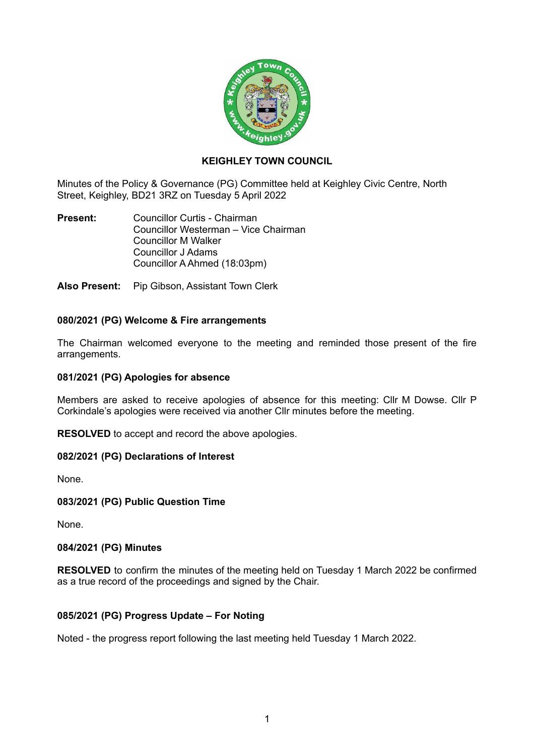# KEIGHLEY TOWN COUNCIL

Minutes of the Policy & Governance (PG) Committee held at Keighley Civic Centre, North Street, Keighley, BD21 3RZ on Tuesday 5 April 2022

**Present:** Councillor Curtis - Chairman
Councillor Westerman – Vice Chairman
Councillor M Walker
Councillor J Adams
Councillor A Ahmed (18:03pm)

**Also Present:** Pip Gibson, Assistant Town Clerk

### 080/2021 (PG) Welcome & Fire arrangements

The Chairman welcomed everyone to the meeting and reminded those present of the fire arrangements.

### 081/2021 (PG) Apologies for absence

Members are asked to receive apologies of absence for this meeting: Cllr M Dowse. Cllr P Corkindale's apologies were received via another Cllr minutes before the meeting.

**RESOLVED** to accept and record the above apologies.

### 082/2021 (PG) Declarations of Interest

None.

### 083/2021 (PG) Public Question Time

None.

### 084/2021 (PG) Minutes

**RESOLVED** to confirm the minutes of the meeting held on Tuesday 1 March 2022 be confirmed as a true record of the proceedings and signed by the Chair.

### 085/2021 (PG) Progress Update – For Noting

Noted - the progress report following the last meeting held Tuesday 1 March 2022.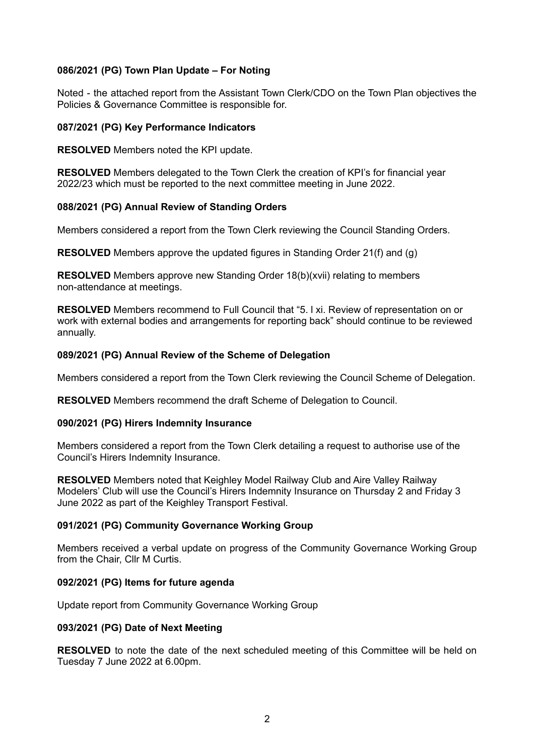### 086/2021 (PG) Town Plan Update – For Noting

Noted - the attached report from the Assistant Town Clerk/CDO on the Town Plan objectives the Policies & Governance Committee is responsible for.

### 087/2021 (PG) Key Performance Indicators

**RESOLVED** Members noted the KPI update.

**RESOLVED** Members delegated to the Town Clerk the creation of KPI's for financial year 2022/23 which must be reported to the next committee meeting in June 2022.

### 088/2021 (PG) Annual Review of Standing Orders

Members considered a report from the Town Clerk reviewing the Council Standing Orders.

**RESOLVED** Members approve the updated figures in Standing Order 21(f) and (g)

**RESOLVED** Members approve new Standing Order 18(b)(xvii) relating to members non-attendance at meetings.

**RESOLVED** Members recommend to Full Council that "5. I xi. Review of representation on or work with external bodies and arrangements for reporting back" should continue to be reviewed annually.

### 089/2021 (PG) Annual Review of the Scheme of Delegation

Members considered a report from the Town Clerk reviewing the Council Scheme of Delegation.

**RESOLVED** Members recommend the draft Scheme of Delegation to Council.

### 090/2021 (PG) Hirers Indemnity Insurance

Members considered a report from the Town Clerk detailing a request to authorise use of the Council's Hirers Indemnity Insurance.

**RESOLVED** Members noted that Keighley Model Railway Club and Aire Valley Railway Modelers' Club will use the Council's Hirers Indemnity Insurance on Thursday 2 and Friday 3 June 2022 as part of the Keighley Transport Festival.

### 091/2021 (PG) Community Governance Working Group

Members received a verbal update on progress of the Community Governance Working Group from the Chair, Cllr M Curtis.

### 092/2021 (PG) Items for future agenda

Update report from Community Governance Working Group

### 093/2021 (PG) Date of Next Meeting

**RESOLVED** to note the date of the next scheduled meeting of this Committee will be held on Tuesday 7 June 2022 at 6.00pm.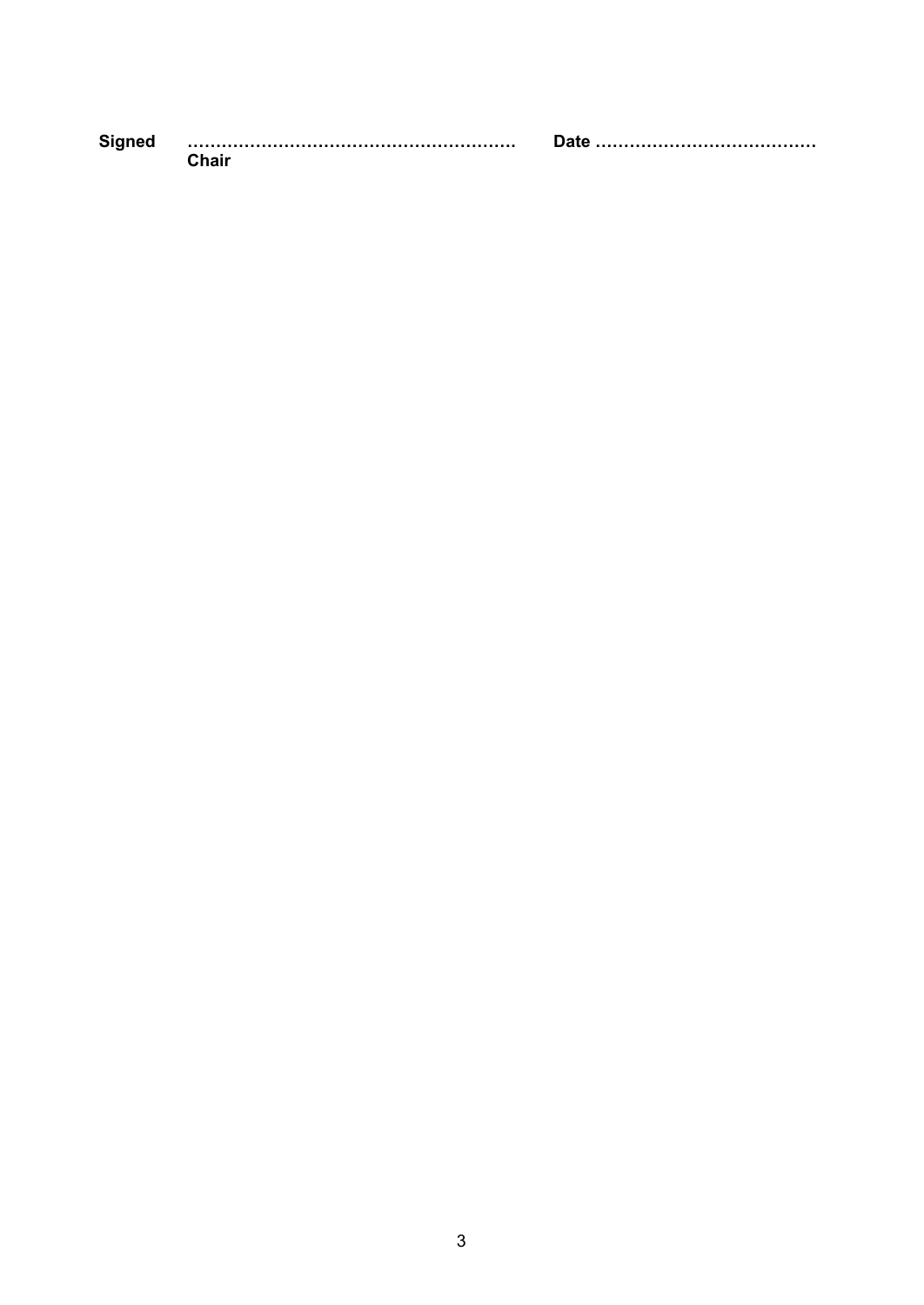**Signed** **…………………………………………………** **Date …………………………………**
**Chair**